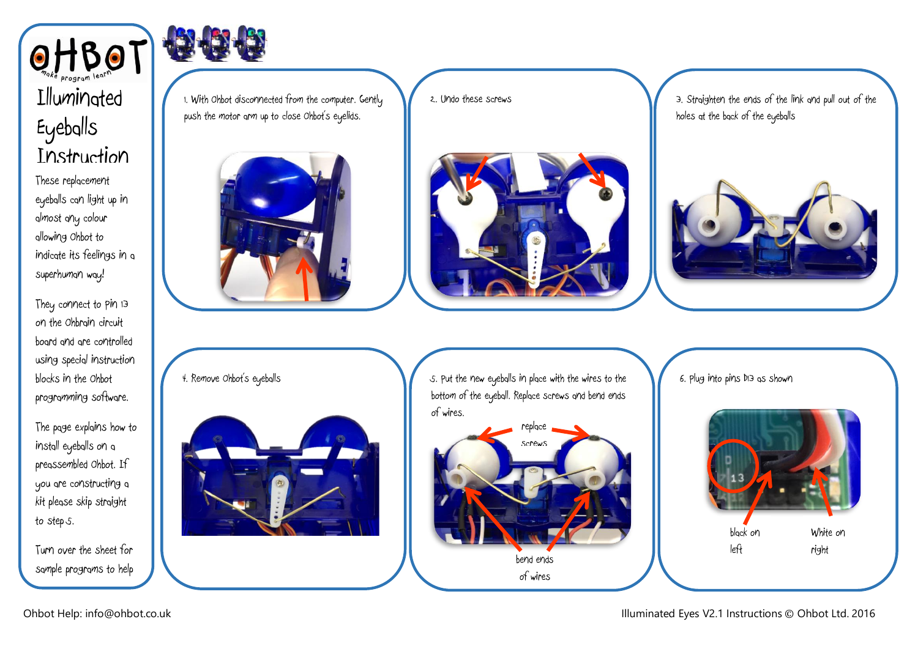# Illuminated Eyeballs Instruction

These replacement eyeballs can light up in almost any colour allowing Ohbot to indicate its feelings in a superhuman way!

They connect to pin 13 on the Ohbrain circuit board and are controlled using special instruction blocks in the Ohbot programming software.

The page explains how to install eyeballs on a preassembled Ohbot. If you are constructing a kit please skip straight to step 5.

Turn over the sheet for sample programs to help

1. With Ohbot disconnected from the computer. Gently push the motor arm up to close Ohbot's eyelids.

2. Undo these screws

3. Straighten the ends of the link and pull out of the holes at the back of the eyeballs

4. Remove Ohbot's eyeballs

5. Put the new eyeballs in place with the wires to the bottom of the eyeball. Replace screws and bend ends of wires.

replace screws

bend ends of wires

6. Plug into pins D13 as shown

black on left

White on right

Ohbot Help: info@ohbot.co.uk

Illuminated Eyes V2.1 Instructions © Ohbot Ltd. 2016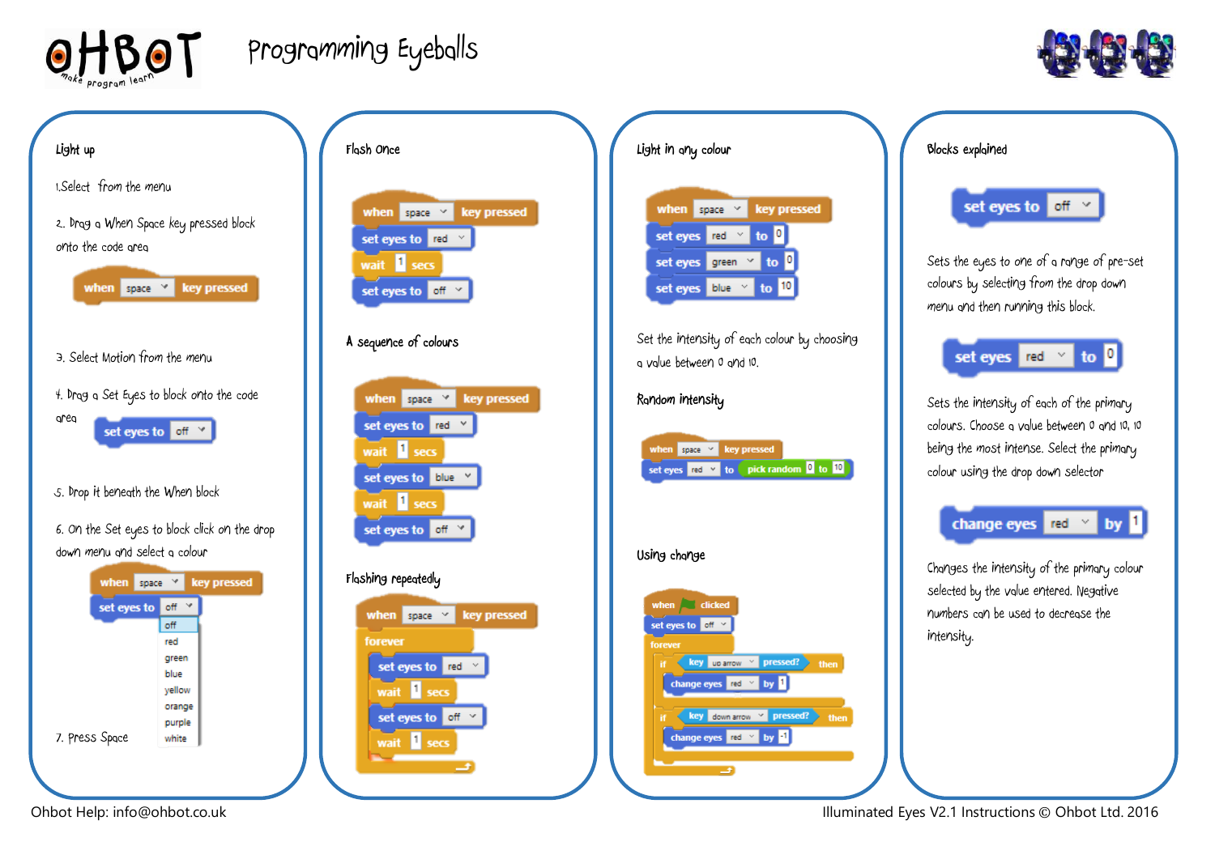# Programming Eyeballs

## Light up

1.Select from the menu

2. Drag a When Space key pressed block onto the code area

```
when [space] key pressed
```

3. Select Motion from the menu

4. Drag a Set Eyes to block onto the code area

```
set eyes to [off]
```

5. Drop it beneath the When block

6. On the Set eyes to block click on the drop down menu and select a colour

```
when [space] key pressed
set eyes to [off]
```

off, red, green, blue, yellow, orange, purple, white

7. Press Space

## Flash Once

```
when [space] key pressed
set eyes to [red]
wait (1) secs
set eyes to [off]
```

### A sequence of colours

```
when [space] key pressed
set eyes to [red]
wait (1) secs
set eyes to [blue]
wait (1) secs
set eyes to [off]
```

### Flashing repeatedly

```
when [space] key pressed
forever
    set eyes to [red]
    wait (1) secs
    set eyes to [off]
    wait (1) secs
```

## Light in any colour

```
when [space] key pressed
set eyes [red] to (0)
set eyes [green] to (0)
set eyes [blue] to (10)
```

Set the intensity of each colour by choosing a value between 0 and 10.

### Random intensity

```
when [space] key pressed
set eyes [red] to (pick random (0) to (10))
```

### Using change

```
when green flag clicked
set eyes to [off]
forever
    if <key [up arrow] pressed?> then
        change eyes [red] by (1)
    if <key [down arrow] pressed?> then
        change eyes [red] by (-1)
```

## Blocks explained

```
set eyes to [off]
```

Sets the eyes to one of a range of pre-set colours by selecting from the drop down menu and then running this block.

```
set eyes [red] to (0)
```

Sets the intensity of each of the primary colours. Choose a value between 0 and 10, 10 being the most intense. Select the primary colour using the drop down selector

```
change eyes [red] by (1)
```

Changes the intensity of the primary colour selected by the value entered. Negative numbers can be used to decrease the intensity.

Ohbot Help: info@ohbot.co.uk

Illuminated Eyes V2.1 Instructions © Ohbot Ltd. 2016